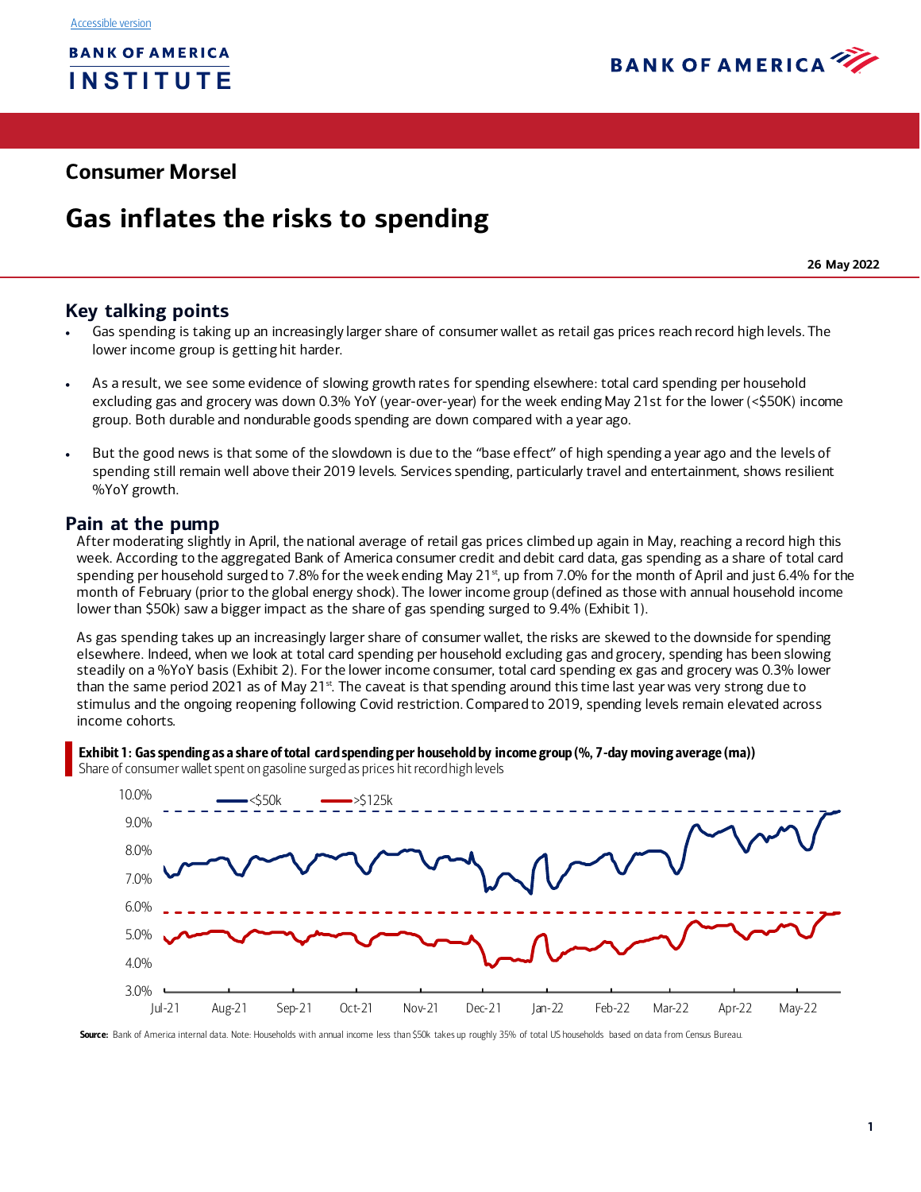Accessible version

BANK OF AMERICA INSTITUTE

## Consumer Morsel

# Gas inflates the risks to spending

**26 May 2022**

## Key talking points

- Gas spending is taking up an increasingly larger share of consumer wallet as retail gas prices reach record high levels. The lower income group is getting hit harder.
- As a result, we see some evidence of slowing growth rates for spending elsewhere: total card spending per household excluding gas and grocery was down 0.3% YoY (year-over-year) for the week ending May 21st for the lower (<$50K) income group. Both durable and nondurable goods spending are down compared with a year ago.
- But the good news is that some of the slowdown is due to the "base effect" of high spending a year ago and the levels of spending still remain well above their 2019 levels. Services spending, particularly travel and entertainment, shows resilient %YoY growth.

## Pain at the pump

After moderating slightly in April, the national average of retail gas prices climbed up again in May, reaching a record high this week. According to the aggregated Bank of America consumer credit and debit card data, gas spending as a share of total card spending per household surged to 7.8% for the week ending May 21st, up from 7.0% for the month of April and just 6.4% for the month of February (prior to the global energy shock). The lower income group (defined as those with annual household income lower than $50k) saw a bigger impact as the share of gas spending surged to 9.4% (Exhibit 1).

As gas spending takes up an increasingly larger share of consumer wallet, the risks are skewed to the downside for spending elsewhere. Indeed, when we look at total card spending per household excluding gas and grocery, spending has been slowing steadily on a %YoY basis (Exhibit 2). For the lower income consumer, total card spending ex gas and grocery was 0.3% lower than the same period 2021 as of May 21st. The caveat is that spending around this time last year was very strong due to stimulus and the ongoing reopening following Covid restriction. Compared to 2019, spending levels remain elevated across income cohorts.

**Exhibit 1: Gas spending as a share of total card spending per household by income group (%, 7-day moving average (ma))**

Share of consumer wallet spent on gasoline surged as prices hit record high levels

**Source:** Bank of America internal data. Note: Households with annual income less than $50k takes up roughly 35% of total US households based on data from Census Bureau.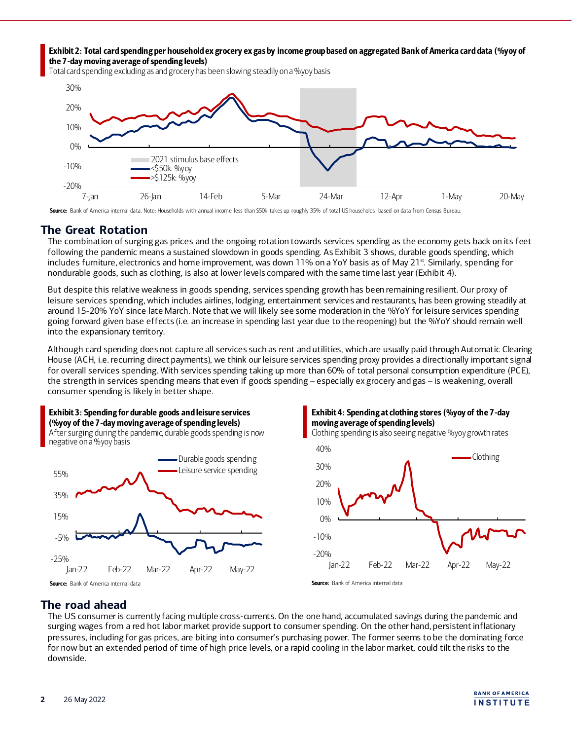**Exhibit 2: Total card spending per household ex grocery ex gas by income group based on aggregated Bank of America card data (%yoy of the 7-day moving average of spending levels)**

Total card spending excluding as and grocery has been slowing steadily on a %yoy basis

Source: Bank of America internal data. Note: Households with annual income less than $50k takes up roughly 35% of total US households based on data from Census Bureau.

## The Great Rotation

The combination of surging gas prices and the ongoing rotation towards services spending as the economy gets back on its feet following the pandemic means a sustained slowdown in goods spending. As Exhibit 3 shows, durable goods spending, which includes furniture, electronics and home improvement, was down 11% on a YoY basis as of May 21st. Similarly, spending for nondurable goods, such as clothing, is also at lower levels compared with the same time last year (Exhibit 4).

But despite this relative weakness in goods spending, services spending growth has been remaining resilient. Our proxy of leisure services spending, which includes airlines, lodging, entertainment services and restaurants, has been growing steadily at around 15-20% YoY since late March. Note that we will likely see some moderation in the %YoY for leisure services spending going forward given base effects (i.e. an increase in spending last year due to the reopening) but the %YoY should remain well into the expansionary territory.

Although card spending does not capture all services such as rent and utilities, which are usually paid through Automatic Clearing House (ACH, i.e. recurring direct payments), we think our leisure services spending proxy provides a directionally important signal for overall services spending. With services spending taking up more than 60% of total personal consumption expenditure (PCE), the strength in services spending means that even if goods spending – especially ex grocery and gas – is weakening, overall consumer spending is likely in better shape.

**Exhibit 3: Spending for durable goods and leisure services (%yoy of the 7-day moving average of spending levels)**

After surging during the pandemic, durable goods spending is now negative on a %yoy basis

Source: Bank of America internal data

**Exhibit 4: Spending at clothing stores (%yoy of the 7-day moving average of spending levels)**

Clothing spending is also seeing negative %yoy growth rates

Source: Bank of America internal data

## The road ahead

The US consumer is currently facing multiple cross-currents. On the one hand, accumulated savings during the pandemic and surging wages from a red hot labor market provide support to consumer spending. On the other hand, persistent inflationary pressures, including for gas prices, are biting into consumer's purchasing power. The former seems to be the dominating force for now but an extended period of time of high price levels, or a rapid cooling in the labor market, could tilt the risks to the downside.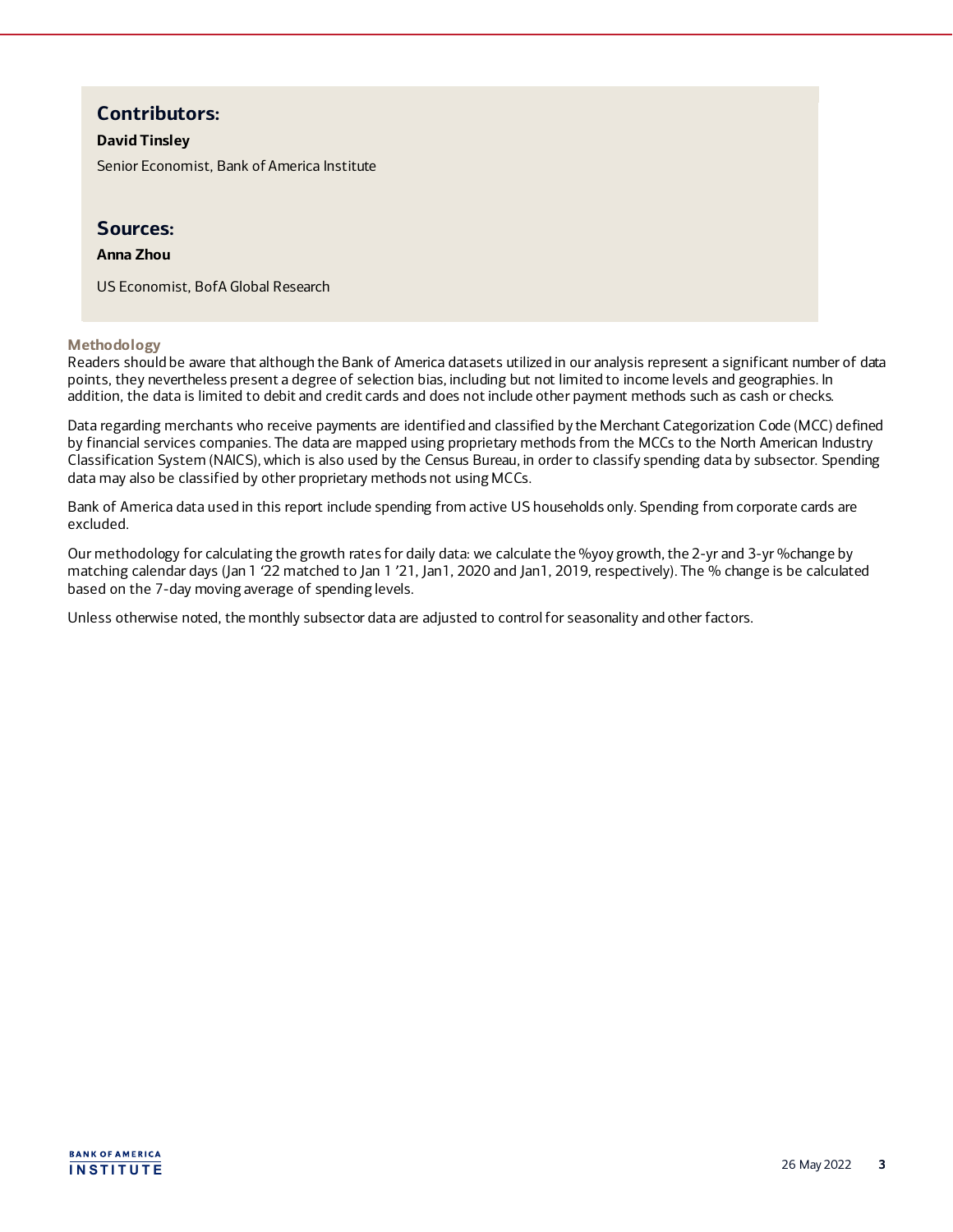## Contributors:

**David Tinsley**

Senior Economist, Bank of America Institute

## Sources:

**Anna Zhou**

US Economist, BofA Global Research

### Methodology

Readers should be aware that although the Bank of America datasets utilized in our analysis represent a significant number of data points, they nevertheless present a degree of selection bias, including but not limited to income levels and geographies. In addition, the data is limited to debit and credit cards and does not include other payment methods such as cash or checks.

Data regarding merchants who receive payments are identified and classified by the Merchant Categorization Code (MCC) defined by financial services companies. The data are mapped using proprietary methods from the MCCs to the North American Industry Classification System (NAICS), which is also used by the Census Bureau, in order to classify spending data by subsector. Spending data may also be classified by other proprietary methods not using MCCs.

Bank of America data used in this report include spending from active US households only. Spending from corporate cards are excluded.

Our methodology for calculating the growth rates for daily data: we calculate the %yoy growth, the 2-yr and 3-yr %change by matching calendar days (Jan 1 '22 matched to Jan 1 '21, Jan1, 2020 and Jan1, 2019, respectively). The % change is be calculated based on the 7-day moving average of spending levels.

Unless otherwise noted, the monthly subsector data are adjusted to control for seasonality and other factors.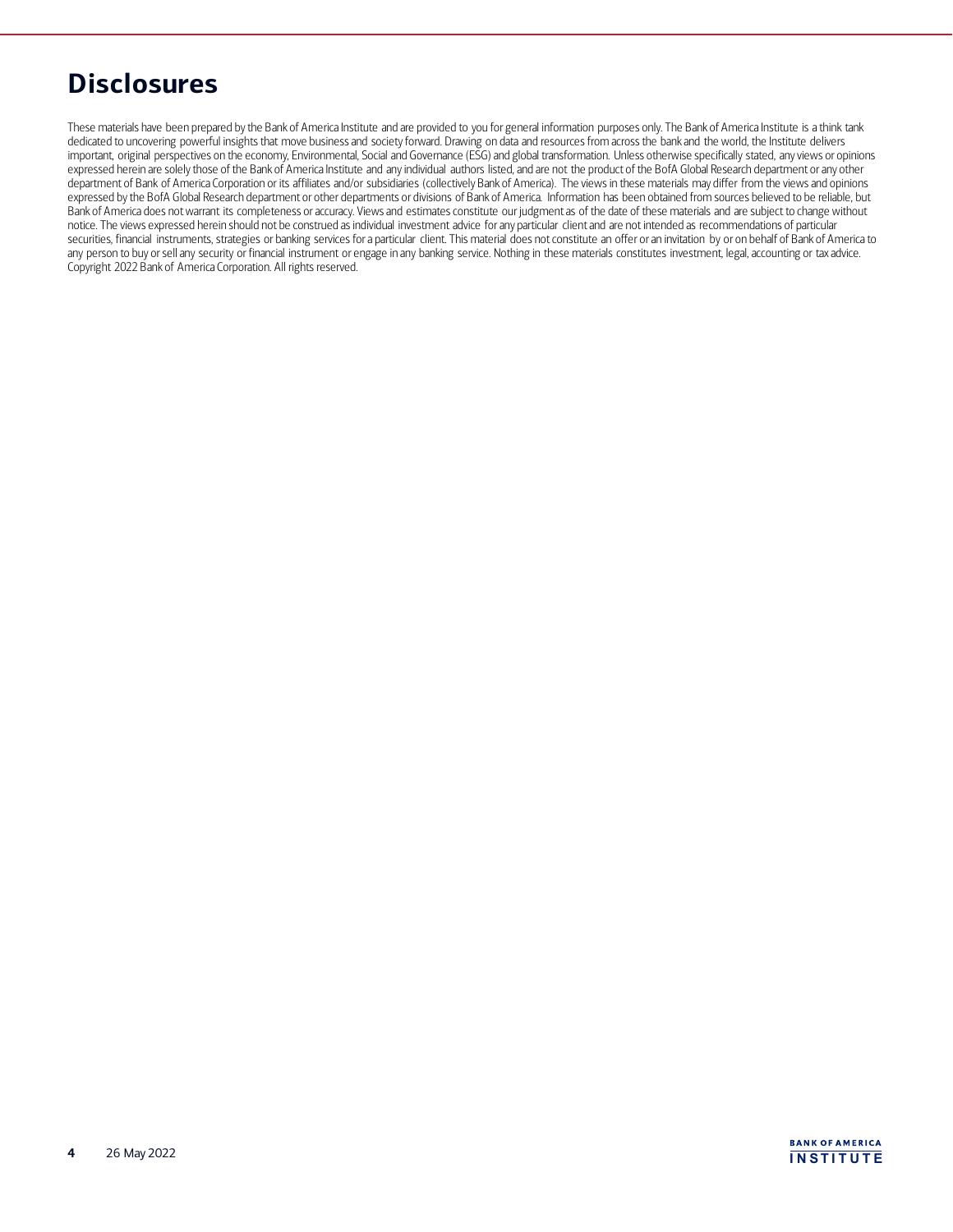# Disclosures

These materials have been prepared by the Bank of America Institute and are provided to you for general information purposes only. The Bank of America Institute is a think tank dedicated to uncovering powerful insights that move business and society forward. Drawing on data and resources from across the bank and the world, the Institute delivers important, original perspectives on the economy, Environmental, Social and Governance (ESG) and global transformation. Unless otherwise specifically stated, any views or opinions expressed herein are solely those of the Bank of America Institute and any individual authors listed, and are not the product of the BofA Global Research department or any other department of Bank of America Corporation or its affiliates and/or subsidiaries (collectively Bank of America). The views in these materials may differ from the views and opinions expressed by the BofA Global Research department or other departments or divisions of Bank of America. Information has been obtained from sources believed to be reliable, but Bank of America does not warrant its completeness or accuracy. Views and estimates constitute our judgment as of the date of these materials and are subject to change without notice. The views expressed herein should not be construed as individual investment advice for any particular client and are not intended as recommendations of particular securities, financial instruments, strategies or banking services for a particular client. This material does not constitute an offer or an invitation by or on behalf of Bank of America to any person to buy or sell any security or financial instrument or engage in any banking service. Nothing in these materials constitutes investment, legal, accounting or tax advice. Copyright 2022 Bank of America Corporation. All rights reserved.